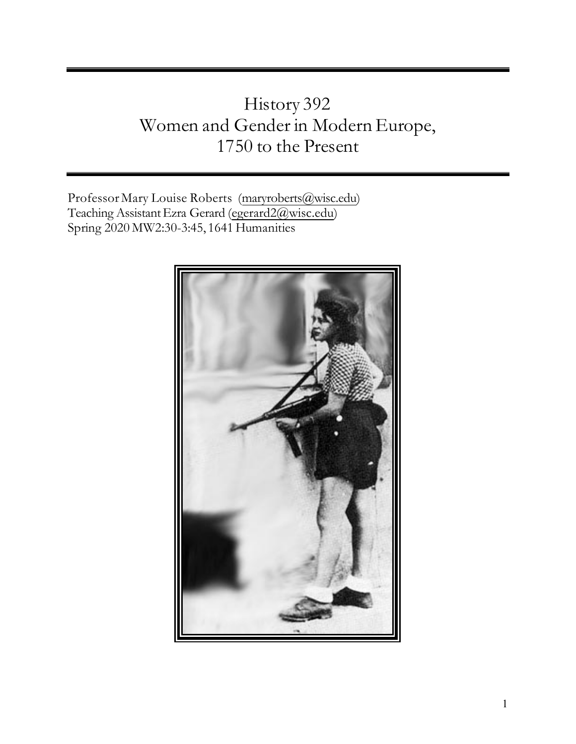# History 392
# Women and Gender in Modern Europe, 1750 to the Present

Professor Mary Louise Roberts (maryroberts@wisc.edu)
Teaching Assistant Ezra Gerard (egerard2@wisc.edu)
Spring 2020 MW2:30-3:45, 1641 Humanities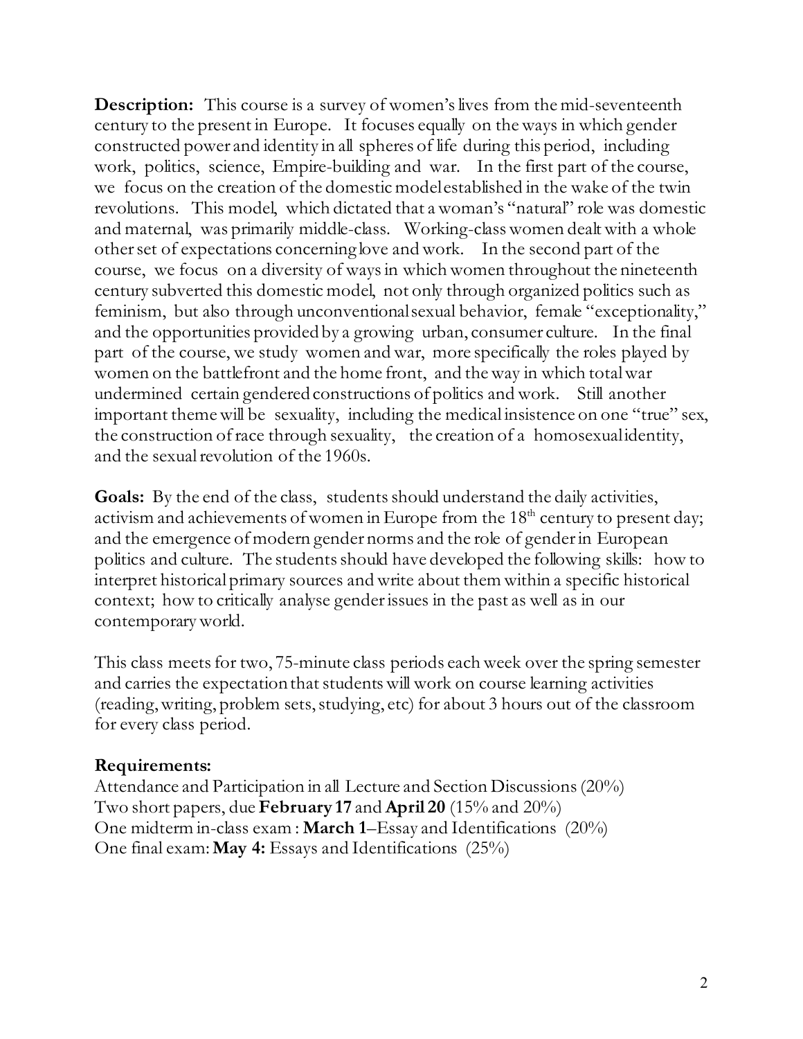**Description:** This course is a survey of women's lives from the mid-seventeenth century to the present in Europe. It focuses equally on the ways in which gender constructed power and identity in all spheres of life during this period, including work, politics, science, Empire-building and war. In the first part of the course, we focus on the creation of the domestic model established in the wake of the twin revolutions. This model, which dictated that a woman's "natural" role was domestic and maternal, was primarily middle-class. Working-class women dealt with a whole other set of expectations concerning love and work. In the second part of the course, we focus on a diversity of ways in which women throughout the nineteenth century subverted this domestic model, not only through organized politics such as feminism, but also through unconventional sexual behavior, female "exceptionality," and the opportunities provided by a growing urban, consumer culture. In the final part of the course, we study women and war, more specifically the roles played by women on the battlefront and the home front, and the way in which total war undermined certain gendered constructions of politics and work. Still another important theme will be sexuality, including the medical insistence on one "true" sex, the construction of race through sexuality, the creation of a homosexual identity, and the sexual revolution of the 1960s.

**Goals:** By the end of the class, students should understand the daily activities, activism and achievements of women in Europe from the 18th century to present day; and the emergence of modern gender norms and the role of gender in European politics and culture. The students should have developed the following skills: how to interpret historical primary sources and write about them within a specific historical context; how to critically analyse gender issues in the past as well as in our contemporary world.

This class meets for two, 75-minute class periods each week over the spring semester and carries the expectation that students will work on course learning activities (reading, writing, problem sets, studying, etc) for about 3 hours out of the classroom for every class period.

**Requirements:**

Attendance and Participation in all Lecture and Section Discussions (20%)
Two short papers, due **February 17** and **April 20** (15% and 20%)
One midterm in-class exam : **March 1**–Essay and Identifications (20%)
One final exam: **May 4:** Essays and Identifications (25%)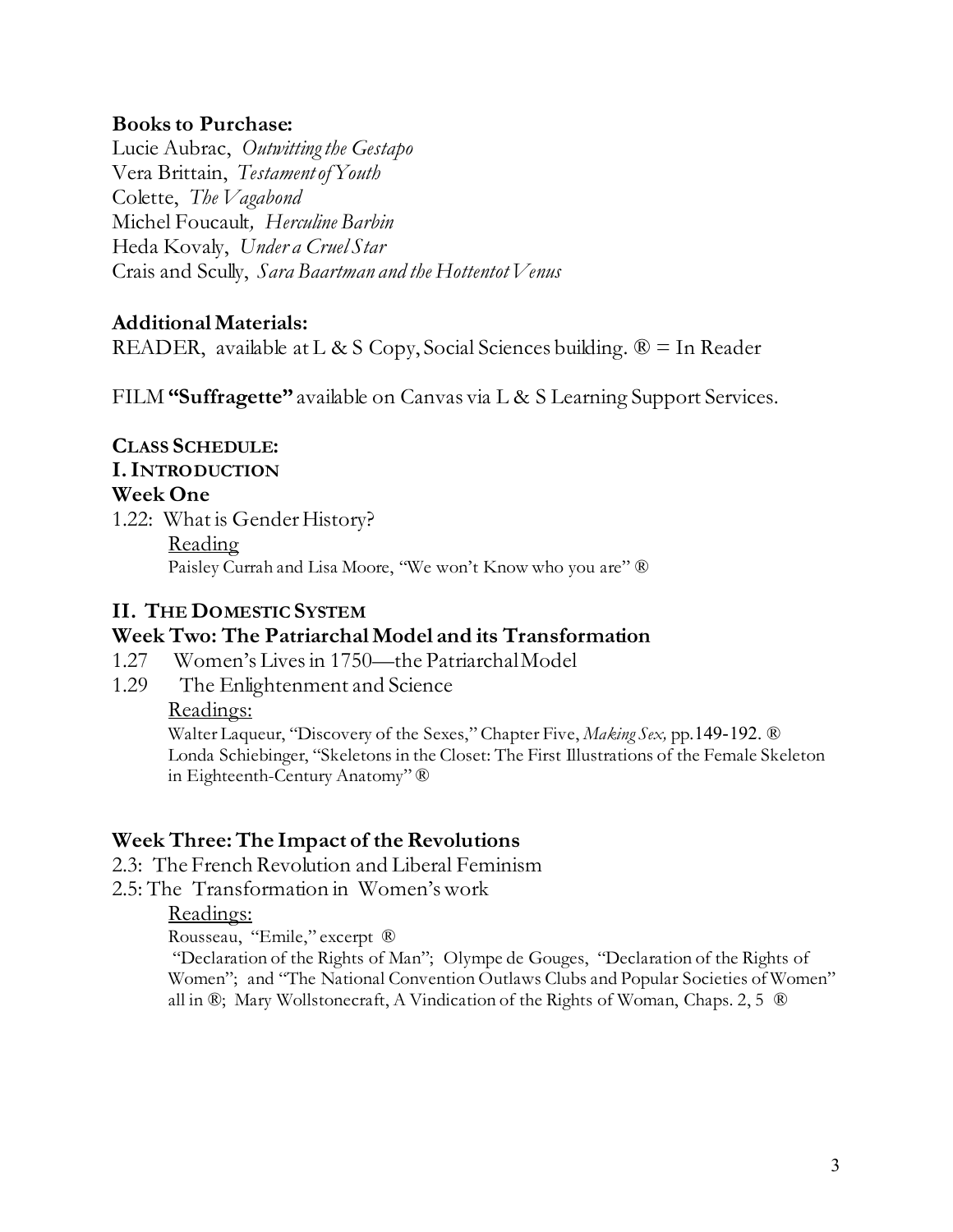**Books to Purchase:**

Lucie Aubrac, *Outwitting the Gestapo*
Vera Brittain, *Testament of Youth*
Colette, *The Vagabond*
Michel Foucault, *Herculine Barbin*
Heda Kovaly, *Under a Cruel Star*
Crais and Scully, *Sara Baartman and the Hottentot Venus*

**Additional Materials:**

READER, available at L & S Copy, Social Sciences building. ® = In Reader

FILM **"Suffragette"** available on Canvas via L & S Learning Support Services.

**CLASS SCHEDULE:**

**I. INTRODUCTION**

**Week One**

1.22: What is Gender History?

<u>Reading</u>

Paisley Currah and Lisa Moore, "We won't Know who you are" ®

**II. THE DOMESTIC SYSTEM**

**Week Two: The Patriarchal Model and its Transformation**

1.27 Women's Lives in 1750—the Patriarchal Model

1.29 The Enlightenment and Science

<u>Readings:</u>

Walter Laqueur, "Discovery of the Sexes," Chapter Five, *Making Sex,* pp.149-192. ®
Londa Schiebinger, "Skeletons in the Closet: The First Illustrations of the Female Skeleton in Eighteenth-Century Anatomy" ®

**Week Three: The Impact of the Revolutions**

2.3: The French Revolution and Liberal Feminism

2.5: The Transformation in Women's work

<u>Readings:</u>

Rousseau, "Emile," excerpt ®
"Declaration of the Rights of Man"; Olympe de Gouges, "Declaration of the Rights of Women"; and "The National Convention Outlaws Clubs and Popular Societies of Women" all in ®; Mary Wollstonecraft, A Vindication of the Rights of Woman, Chaps. 2, 5 ®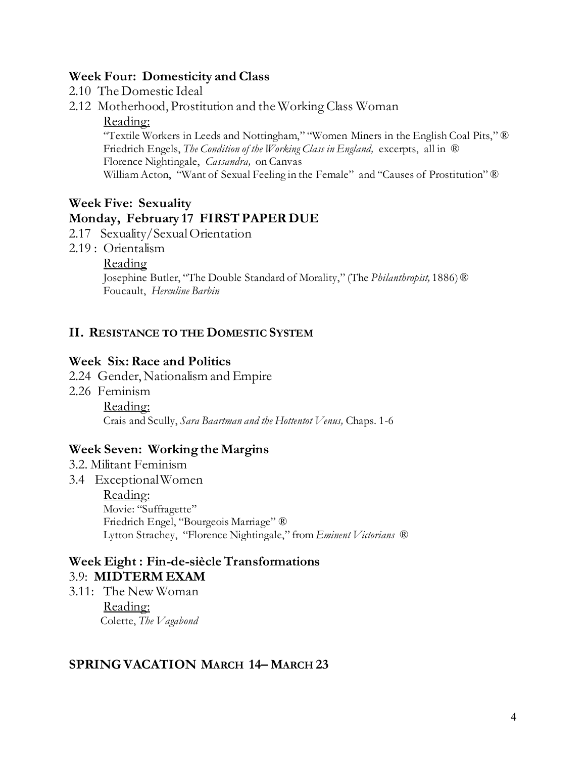### Week Four: Domesticity and Class

2.10 The Domestic Ideal

2.12 Motherhood, Prostitution and the Working Class Woman

<u>Reading:</u>

"Textile Workers in Leeds and Nottingham," "Women Miners in the English Coal Pits," ®
Friedrich Engels, *The Condition of the Working Class in England,* excerpts, all in ®
Florence Nightingale, *Cassandra,* on Canvas
William Acton, "Want of Sexual Feeling in the Female" and "Causes of Prostitution" ®

### Week Five: Sexuality
### Monday, February 17 FIRST PAPER DUE

2.17 Sexuality/Sexual Orientation

2.19 : Orientalism

<u>Reading</u>

Josephine Butler, "The Double Standard of Morality," (The *Philanthropist,* 1886) ®
Foucault, *Herculine Barbin*

## II. RESISTANCE TO THE DOMESTIC SYSTEM

### Week Six: Race and Politics

2.24 Gender, Nationalism and Empire

2.26 Feminism

<u>Reading:</u>

Crais and Scully, *Sara Baartman and the Hottentot Venus,* Chaps. 1-6

### Week Seven: Working the Margins

3.2. Militant Feminism

3.4 Exceptional Women

<u>Reading:</u>

Movie: "Suffragette"
Friedrich Engel, "Bourgeois Marriage" ®
Lytton Strachey, "Florence Nightingale," from *Eminent Victorians* ®

### Week Eight : Fin-de-siècle Transformations
### 3.9: MIDTERM EXAM

3.11: The New Woman

<u>Reading:</u>

Colette, *The Vagabond*

### SPRING VACATION MARCH 14– MARCH 23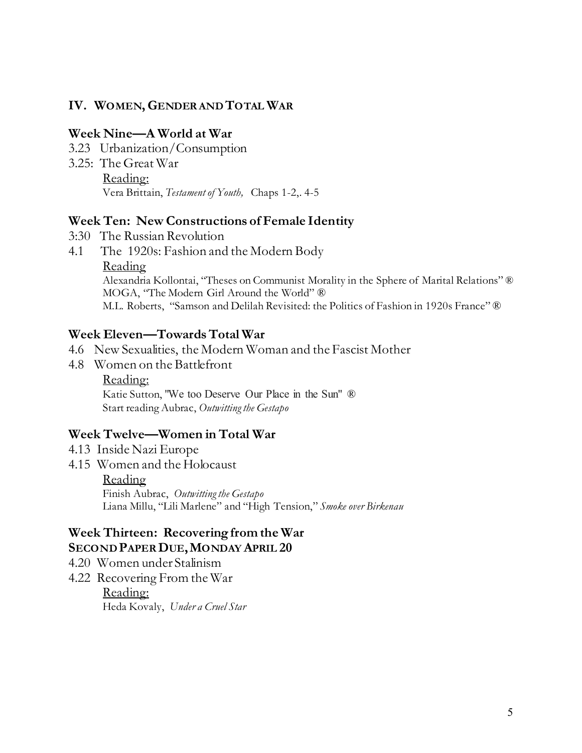## IV. Women, Gender and Total War

### Week Nine—A World at War

3.23 Urbanization/Consumption

3.25: The Great War

Reading:

Vera Brittain, *Testament of Youth,* Chaps 1-2,. 4-5

### Week Ten: New Constructions of Female Identity

3:30 The Russian Revolution

4.1 The 1920s: Fashion and the Modern Body

Reading

Alexandria Kollontai, "Theses on Communist Morality in the Sphere of Marital Relations" ®

MOGA, "The Modern Girl Around the World" ®

M.L. Roberts, "Samson and Delilah Revisited: the Politics of Fashion in 1920s France" ®

### Week Eleven—Towards Total War

4.6 New Sexualities, the Modern Woman and the Fascist Mother

4.8 Women on the Battlefront

Reading:

Katie Sutton, "We too Deserve Our Place in the Sun" ®

Start reading Aubrac, *Outwitting the Gestapo*

### Week Twelve—Women in Total War

4.13 Inside Nazi Europe

4.15 Women and the Holocaust

Reading

Finish Aubrac, *Outwitting the Gestapo*

Liana Millu, "Lili Marlene" and "High Tension," *Smoke over Birkenau*

### Week Thirteen: Recovering from the War

**SECOND PAPER DUE, MONDAY APRIL 20**

4.20 Women under Stalinism

4.22 Recovering From the War

Reading:

Heda Kovaly, *Under a Cruel Star*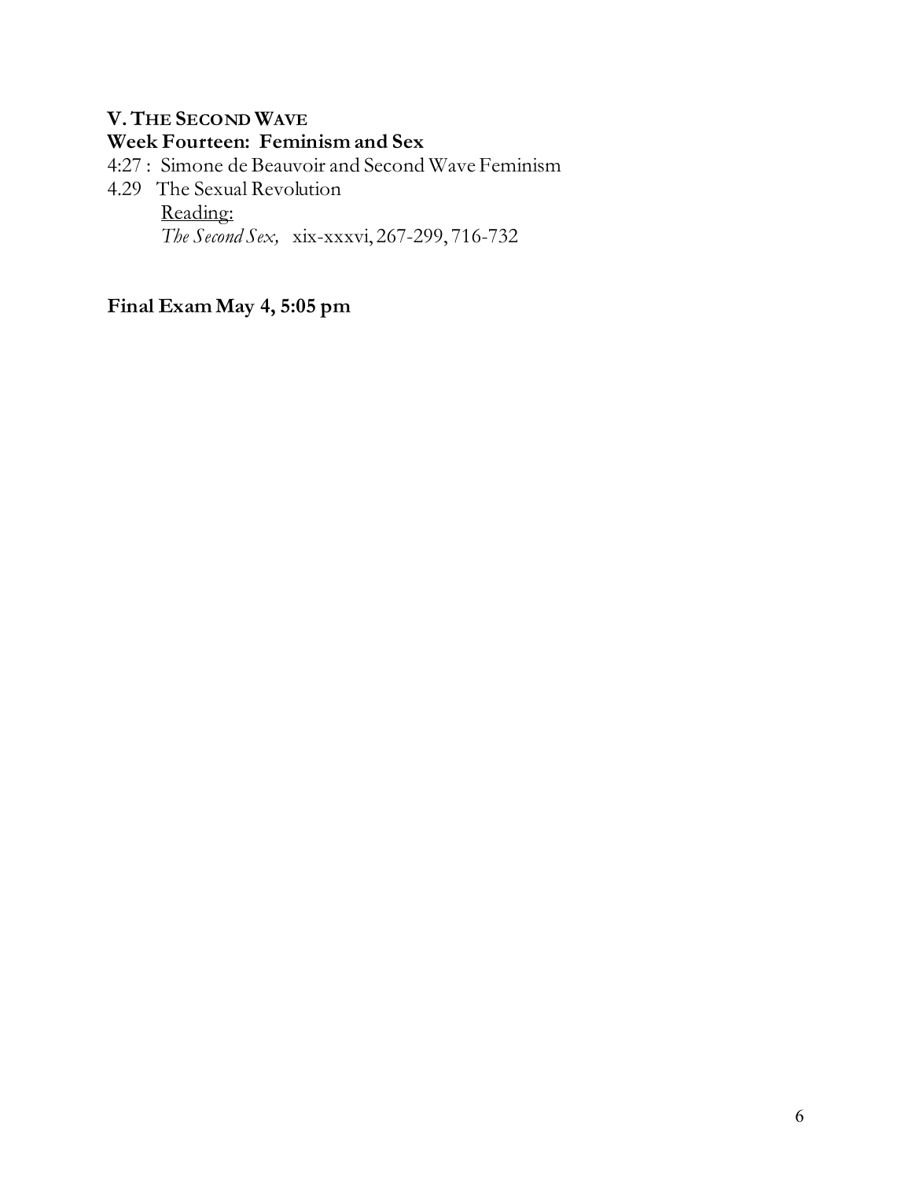**V. THE SECOND WAVE**

**Week Fourteen: Feminism and Sex**

4:27 : Simone de Beauvoir and Second Wave Feminism

4.29 The Sexual Revolution

Reading:

*The Second Sex,* xix-xxxvi, 267-299, 716-732

**Final Exam May 4, 5:05 pm**